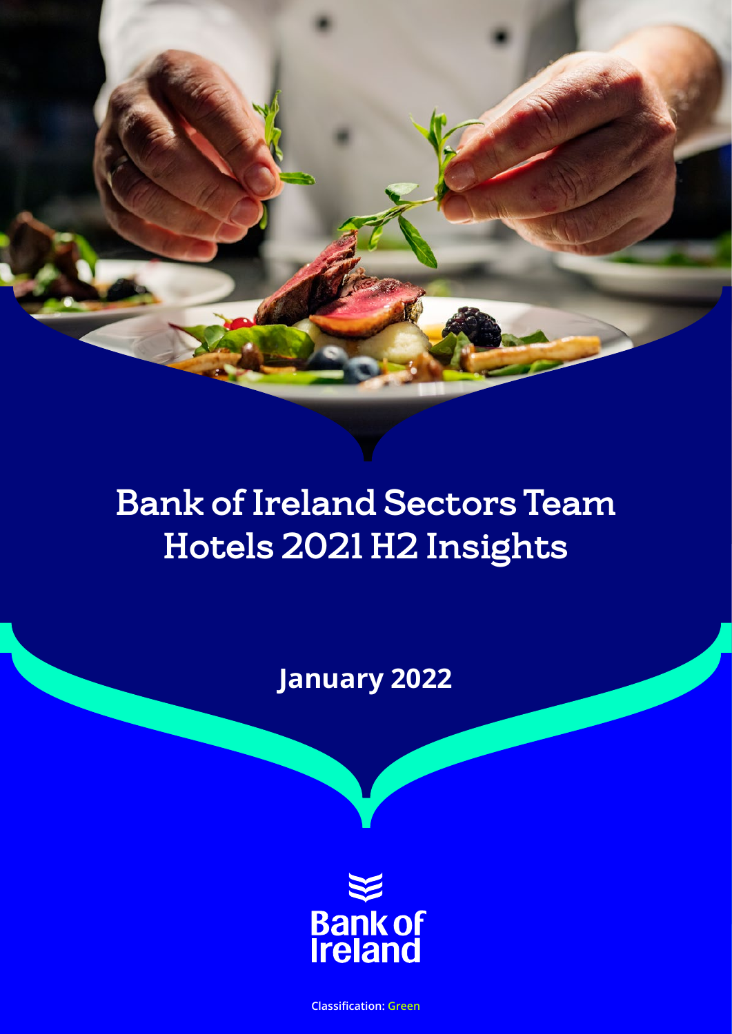# Bank of Ireland Sectors Team Hotels 2021 H2 Insights

**January 2022**

Bank of Ireland

**Classification: Green**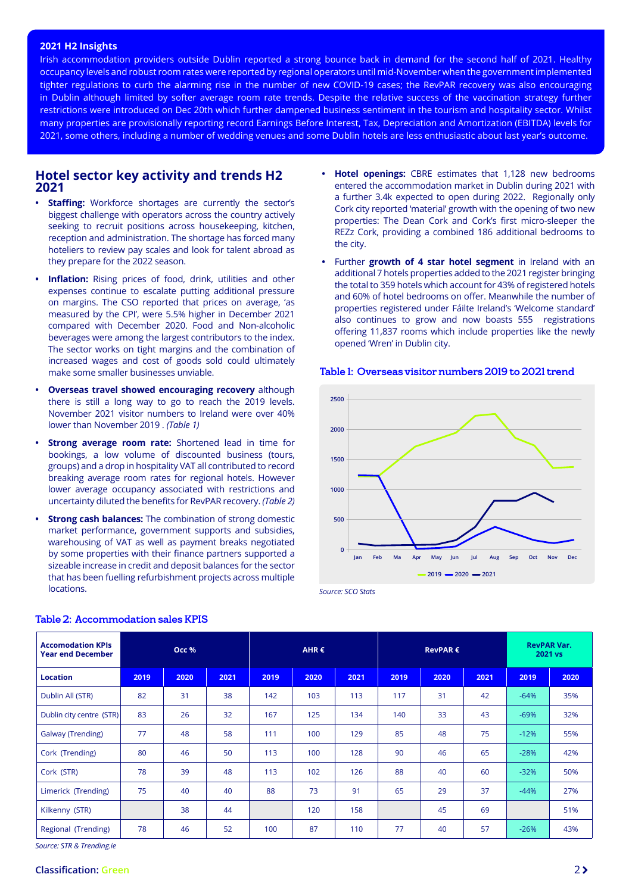**2021 H2 Insights**

Irish accommodation providers outside Dublin reported a strong bounce back in demand for the second half of 2021. Healthy occupancy levels and robust room rates were reported by regional operators until mid-November when the government implemented tighter regulations to curb the alarming rise in the number of new COVID-19 cases; the RevPAR recovery was also encouraging in Dublin although limited by softer average room rate trends. Despite the relative success of the vaccination strategy further restrictions were introduced on Dec 20th which further dampened business sentiment in the tourism and hospitality sector. Whilst many properties are provisionally reporting record Earnings Before Interest, Tax, Depreciation and Amortization (EBITDA) levels for 2021, some others, including a number of wedding venues and some Dublin hotels are less enthusiastic about last year's outcome.

## Hotel sector key activity and trends H2 2021

- **Staffing:** Workforce shortages are currently the sector's biggest challenge with operators across the country actively seeking to recruit positions across housekeeping, kitchen, reception and administration. The shortage has forced many hoteliers to review pay scales and look for talent abroad as they prepare for the 2022 season.
- **Inflation:** Rising prices of food, drink, utilities and other expenses continue to escalate putting additional pressure on margins. The CSO reported that prices on average, 'as measured by the CPI', were 5.5% higher in December 2021 compared with December 2020. Food and Non-alcoholic beverages were among the largest contributors to the index. The sector works on tight margins and the combination of increased wages and cost of goods sold could ultimately make some smaller businesses unviable.
- **Overseas travel showed encouraging recovery** although there is still a long way to go to reach the 2019 levels. November 2021 visitor numbers to Ireland were over 40% lower than November 2019 . *(Table 1)*
- **Strong average room rate:** Shortened lead in time for bookings, a low volume of discounted business (tours, groups) and a drop in hospitality VAT all contributed to record breaking average room rates for regional hotels. However lower average occupancy associated with restrictions and uncertainty diluted the benefits for RevPAR recovery. *(Table 2)*
- **Strong cash balances:** The combination of strong domestic market performance, government supports and subsidies, warehousing of VAT as well as payment breaks negotiated by some properties with their finance partners supported a sizeable increase in credit and deposit balances for the sector that has been fuelling refurbishment projects across multiple locations.
- **Hotel openings:** CBRE estimates that 1,128 new bedrooms entered the accommodation market in Dublin during 2021 with a further 3.4k expected to open during 2022. Regionally only Cork city reported 'material' growth with the opening of two new properties: The Dean Cork and Cork's first micro-sleeper the REZz Cork, providing a combined 186 additional bedrooms to the city.
- Further **growth of 4 star hotel segment** in Ireland with an additional 7 hotels properties added to the 2021 register bringing the total to 359 hotels which account for 43% of registered hotels and 60% of hotel bedrooms on offer. Meanwhile the number of properties registered under Fáilte Ireland's 'Welcome standard' also continues to grow and now boasts 555 registrations offering 11,837 rooms which include properties like the newly opened 'Wren' in Dublin city.

### Table 1: Overseas visitor numbers 2019 to 2021 trend

Source: SCO Stats

### Table 2: Accommodation sales KPIS

| Accomodation KPIs Year end December | Occ % | | | AHR € | | | RevPAR € | | | RevPAR Var. 2021 vs | |
|---|---|---|---|---|---|---|---|---|---|---|---|
| **Location** | **2019** | **2020** | **2021** | **2019** | **2020** | **2021** | **2019** | **2020** | **2021** | **2019** | **2020** |
| Dublin All (STR) | 82 | 31 | 38 | 142 | 103 | 113 | 117 | 31 | 42 | -64% | 35% |
| Dublin city centre (STR) | 83 | 26 | 32 | 167 | 125 | 134 | 140 | 33 | 43 | -69% | 32% |
| Galway (Trending) | 77 | 48 | 58 | 111 | 100 | 129 | 85 | 48 | 75 | -12% | 55% |
| Cork (Trending) | 80 | 46 | 50 | 113 | 100 | 128 | 90 | 46 | 65 | -28% | 42% |
| Cork (STR) | 78 | 39 | 48 | 113 | 102 | 126 | 88 | 40 | 60 | -32% | 50% |
| Limerick (Trending) | 75 | 40 | 40 | 88 | 73 | 91 | 65 | 29 | 37 | -44% | 27% |
| Kilkenny (STR) | | 38 | 44 | | 120 | 158 | | 45 | 69 | | 51% |
| Regional (Trending) | 78 | 46 | 52 | 100 | 87 | 110 | 77 | 40 | 57 | -26% | 43% |

*Source: STR & Trending.ie*

**Classification:** Green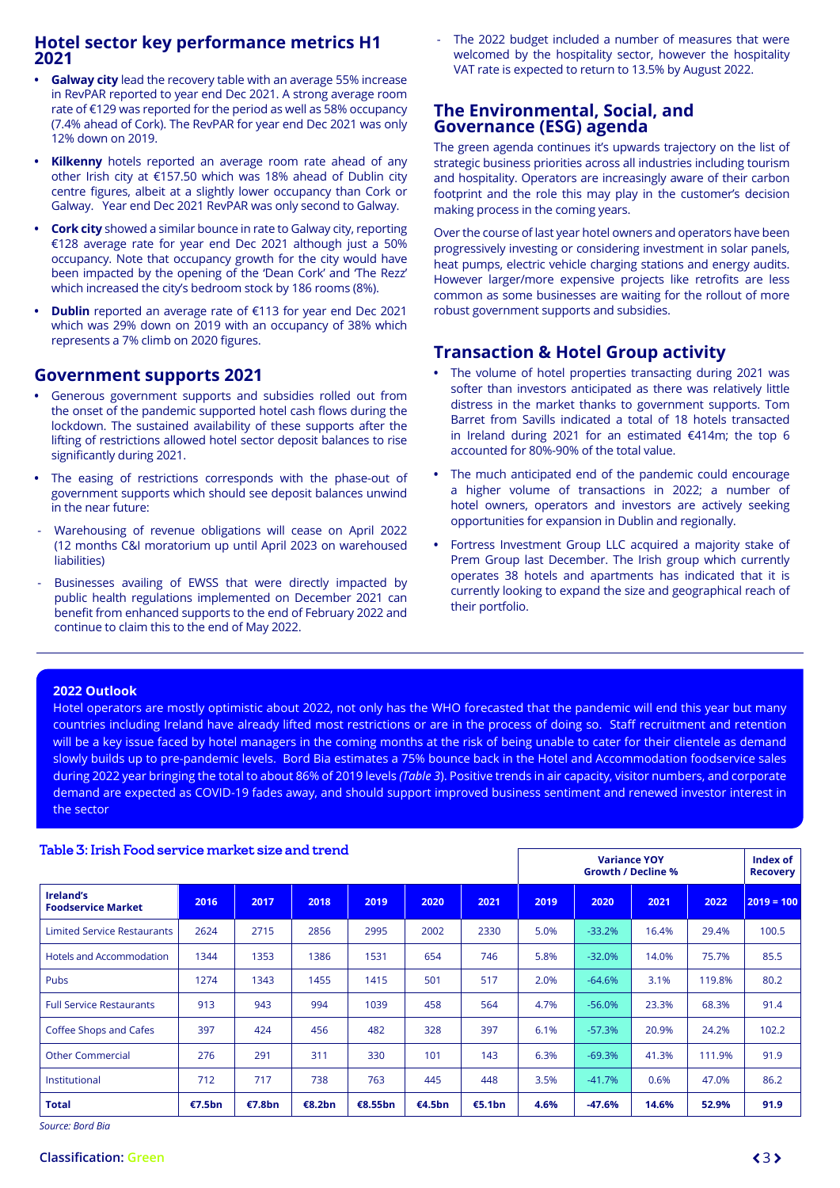## Hotel sector key performance metrics H1 2021

- **Galway city** lead the recovery table with an average 55% increase in RevPAR reported to year end Dec 2021. A strong average room rate of €129 was reported for the period as well as 58% occupancy (7.4% ahead of Cork). The RevPAR for year end Dec 2021 was only 12% down on 2019.
- **Kilkenny** hotels reported an average room rate ahead of any other Irish city at €157.50 which was 18% ahead of Dublin city centre figures, albeit at a slightly lower occupancy than Cork or Galway. Year end Dec 2021 RevPAR was only second to Galway.
- **Cork city** showed a similar bounce in rate to Galway city, reporting €128 average rate for year end Dec 2021 although just a 50% occupancy. Note that occupancy growth for the city would have been impacted by the opening of the 'Dean Cork' and 'The Rezz' which increased the city's bedroom stock by 186 rooms (8%).
- **Dublin** reported an average rate of €113 for year end Dec 2021 which was 29% down on 2019 with an occupancy of 38% which represents a 7% climb on 2020 figures.

## Government supports 2021

- Generous government supports and subsidies rolled out from the onset of the pandemic supported hotel cash flows during the lockdown. The sustained availability of these supports after the lifting of restrictions allowed hotel sector deposit balances to rise significantly during 2021.
- The easing of restrictions corresponds with the phase-out of government supports which should see deposit balances unwind in the near future:
  - Warehousing of revenue obligations will cease on April 2022 (12 months C&I moratorium up until April 2023 on warehoused liabilities)
  - Businesses availing of EWSS that were directly impacted by public health regulations implemented on December 2021 can benefit from enhanced supports to the end of February 2022 and continue to claim this to the end of May 2022.
  - The 2022 budget included a number of measures that were welcomed by the hospitality sector, however the hospitality VAT rate is expected to return to 13.5% by August 2022.

## The Environmental, Social, and Governance (ESG) agenda

The green agenda continues it's upwards trajectory on the list of strategic business priorities across all industries including tourism and hospitality. Operators are increasingly aware of their carbon footprint and the role this may play in the customer's decision making process in the coming years.

Over the course of last year hotel owners and operators have been progressively investing or considering investment in solar panels, heat pumps, electric vehicle charging stations and energy audits. However larger/more expensive projects like retrofits are less common as some businesses are waiting for the rollout of more robust government supports and subsidies.

## Transaction & Hotel Group activity

- The volume of hotel properties transacting during 2021 was softer than investors anticipated as there was relatively little distress in the market thanks to government supports. Tom Barret from Savills indicated a total of 18 hotels transacted in Ireland during 2021 for an estimated €414m; the top 6 accounted for 80%-90% of the total value.
- The much anticipated end of the pandemic could encourage a higher volume of transactions in 2022; a number of hotel owners, operators and investors are actively seeking opportunities for expansion in Dublin and regionally.
- Fortress Investment Group LLC acquired a majority stake of Prem Group last December. The Irish group which currently operates 38 hotels and apartments has indicated that it is currently looking to expand the size and geographical reach of their portfolio.

**2022 Outlook**

Hotel operators are mostly optimistic about 2022, not only has the WHO forecasted that the pandemic will end this year but many countries including Ireland have already lifted most restrictions or are in the process of doing so. Staff recruitment and retention will be a key issue faced by hotel managers in the coming months at the risk of being unable to cater for their clientele as demand slowly builds up to pre-pandemic levels. Bord Bia estimates a 75% bounce back in the Hotel and Accommodation foodservice sales during 2022 year bringing the total to about 86% of 2019 levels *(Table 3)*. Positive trends in air capacity, visitor numbers, and corporate demand are expected as COVID-19 fades away, and should support improved business sentiment and renewed investor interest in the sector

**Table 3: Irish Food service market size and trend**

| | | | | | | | Variance YOY Growth / Decline % | | | | Index of Recovery |
|---|---|---|---|---|---|---|---|---|---|---|---|
| **Ireland's Foodservice Market** | **2016** | **2017** | **2018** | **2019** | **2020** | **2021** | **2019** | **2020** | **2021** | **2022** | **2019 = 100** |
| Limited Service Restaurants | 2624 | 2715 | 2856 | 2995 | 2002 | 2330 | 5.0% | -33.2% | 16.4% | 29.4% | 100.5 |
| Hotels and Accommodation | 1344 | 1353 | 1386 | 1531 | 654 | 746 | 5.8% | -32.0% | 14.0% | 75.7% | 85.5 |
| Pubs | 1274 | 1343 | 1455 | 1415 | 501 | 517 | 2.0% | -64.6% | 3.1% | 119.8% | 80.2 |
| Full Service Restaurants | 913 | 943 | 994 | 1039 | 458 | 564 | 4.7% | -56.0% | 23.3% | 68.3% | 91.4 |
| Coffee Shops and Cafes | 397 | 424 | 456 | 482 | 328 | 397 | 6.1% | -57.3% | 20.9% | 24.2% | 102.2 |
| Other Commercial | 276 | 291 | 311 | 330 | 101 | 143 | 6.3% | -69.3% | 41.3% | 111.9% | 91.9 |
| Institutional | 712 | 717 | 738 | 763 | 445 | 448 | 3.5% | -41.7% | 0.6% | 47.0% | 86.2 |
| **Total** | **€7.5bn** | **€7.8bn** | **€8.2bn** | **€8.55bn** | **€4.5bn** | **€5.1bn** | **4.6%** | **-47.6%** | **14.6%** | **52.9%** | **91.9** |

*Source: Bord Bia*

**Classification:** Green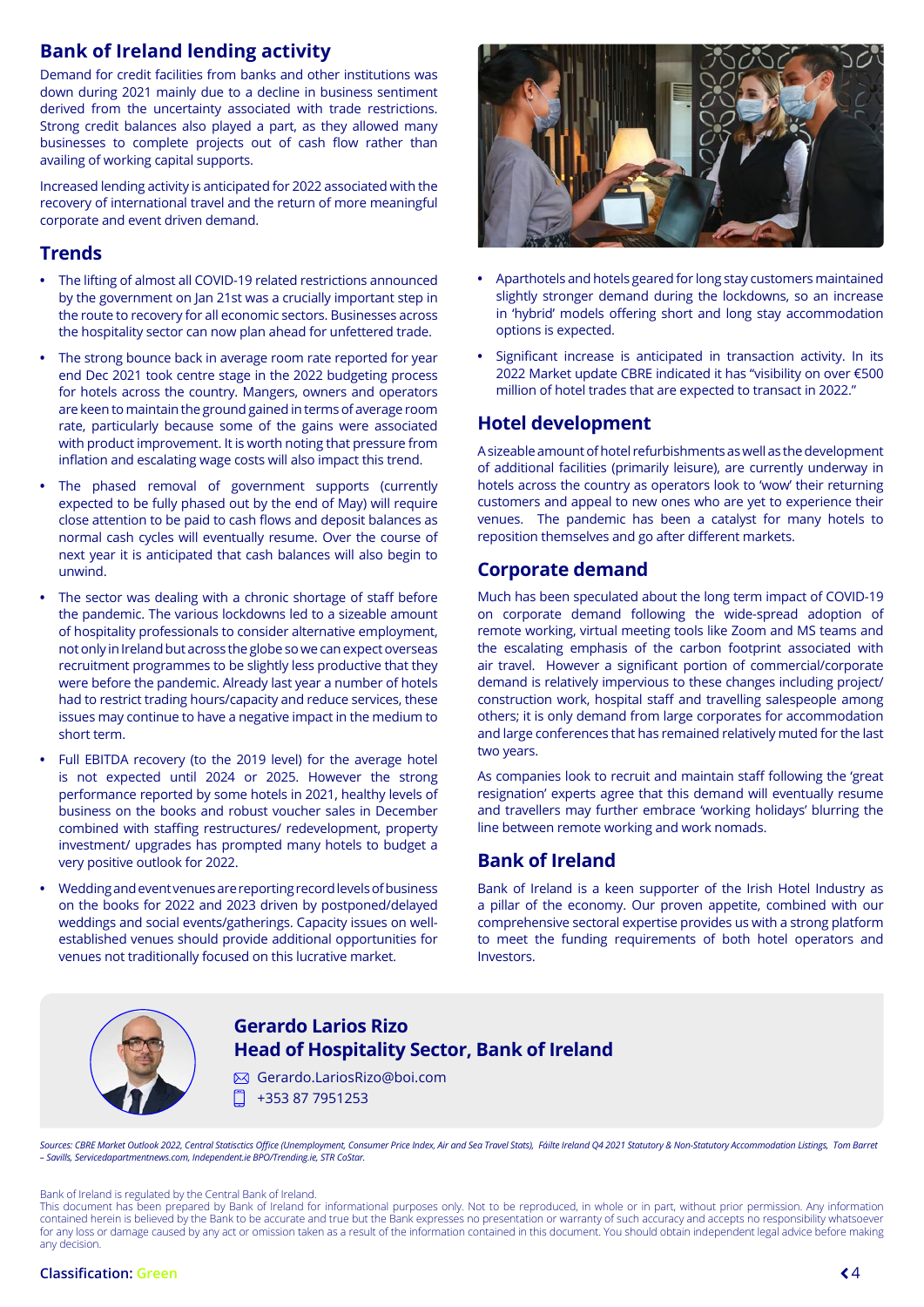## Bank of Ireland lending activity

Demand for credit facilities from banks and other institutions was down during 2021 mainly due to a decline in business sentiment derived from the uncertainty associated with trade restrictions. Strong credit balances also played a part, as they allowed many businesses to complete projects out of cash flow rather than availing of working capital supports.

Increased lending activity is anticipated for 2022 associated with the recovery of international travel and the return of more meaningful corporate and event driven demand.

## Trends

- The lifting of almost all COVID-19 related restrictions announced by the government on Jan 21st was a crucially important step in the route to recovery for all economic sectors. Businesses across the hospitality sector can now plan ahead for unfettered trade.
- The strong bounce back in average room rate reported for year end Dec 2021 took centre stage in the 2022 budgeting process for hotels across the country. Mangers, owners and operators are keen to maintain the ground gained in terms of average room rate, particularly because some of the gains were associated with product improvement. It is worth noting that pressure from inflation and escalating wage costs will also impact this trend.
- The phased removal of government supports (currently expected to be fully phased out by the end of May) will require close attention to be paid to cash flows and deposit balances as normal cash cycles will eventually resume. Over the course of next year it is anticipated that cash balances will also begin to unwind.
- The sector was dealing with a chronic shortage of staff before the pandemic. The various lockdowns led to a sizeable amount of hospitality professionals to consider alternative employment, not only in Ireland but across the globe so we can expect overseas recruitment programmes to be slightly less productive that they were before the pandemic. Already last year a number of hotels had to restrict trading hours/capacity and reduce services, these issues may continue to have a negative impact in the medium to short term.
- Full EBITDA recovery (to the 2019 level) for the average hotel is not expected until 2024 or 2025. However the strong performance reported by some hotels in 2021, healthy levels of business on the books and robust voucher sales in December combined with staffing restructures/ redevelopment, property investment/ upgrades has prompted many hotels to budget a very positive outlook for 2022.
- Wedding and event venues are reporting record levels of business on the books for 2022 and 2023 driven by postponed/delayed weddings and social events/gatherings. Capacity issues on well-established venues should provide additional opportunities for venues not traditionally focused on this lucrative market.
- Aparthotels and hotels geared for long stay customers maintained slightly stronger demand during the lockdowns, so an increase in 'hybrid' models offering short and long stay accommodation options is expected.
- Significant increase is anticipated in transaction activity. In its 2022 Market update CBRE indicated it has "visibility on over €500 million of hotel trades that are expected to transact in 2022."

## Hotel development

A sizeable amount of hotel refurbishments as well as the development of additional facilities (primarily leisure), are currently underway in hotels across the country as operators look to 'wow' their returning customers and appeal to new ones who are yet to experience their venues. The pandemic has been a catalyst for many hotels to reposition themselves and go after different markets.

## Corporate demand

Much has been speculated about the long term impact of COVID-19 on corporate demand following the wide-spread adoption of remote working, virtual meeting tools like Zoom and MS teams and the escalating emphasis of the carbon footprint associated with air travel. However a significant portion of commercial/corporate demand is relatively impervious to these changes including project/ construction work, hospital staff and travelling salespeople among others; it is only demand from large corporates for accommodation and large conferences that has remained relatively muted for the last two years.

As companies look to recruit and maintain staff following the 'great resignation' experts agree that this demand will eventually resume and travellers may further embrace 'working holidays' blurring the line between remote working and work nomads.

## Bank of Ireland

Bank of Ireland is a keen supporter of the Irish Hotel Industry as a pillar of the economy. Our proven appetite, combined with our comprehensive sectoral expertise provides us with a strong platform to meet the funding requirements of both hotel operators and Investors.

**Gerardo Larios Rizo**
**Head of Hospitality Sector, Bank of Ireland**

Gerardo.LariosRizo@boi.com
+353 87 7951253

*Sources: CBRE Market Outlook 2022, Central Statisctics Office (Unemployment, Consumer Price Index, Air and Sea Travel Stats), Fáilte Ireland Q4 2021 Statutory & Non-Statutory Accommodation Listings, Tom Barret – Savills, Servicedapartmentnews.com, Independent.ie BPO/Trending.ie, STR CoStar.*

Bank of Ireland is regulated by the Central Bank of Ireland.
This document has been prepared by Bank of Ireland for informational purposes only. Not to be reproduced, in whole or in part, without prior permission. Any information contained herein is believed by the Bank to be accurate and true but the Bank expresses no presentation or warranty of such accuracy and accepts no responsibility whatsoever for any loss or damage caused by any act or omission taken as a result of the information contained in this document. You should obtain independent legal advice before making any decision.

**Classification: Green**